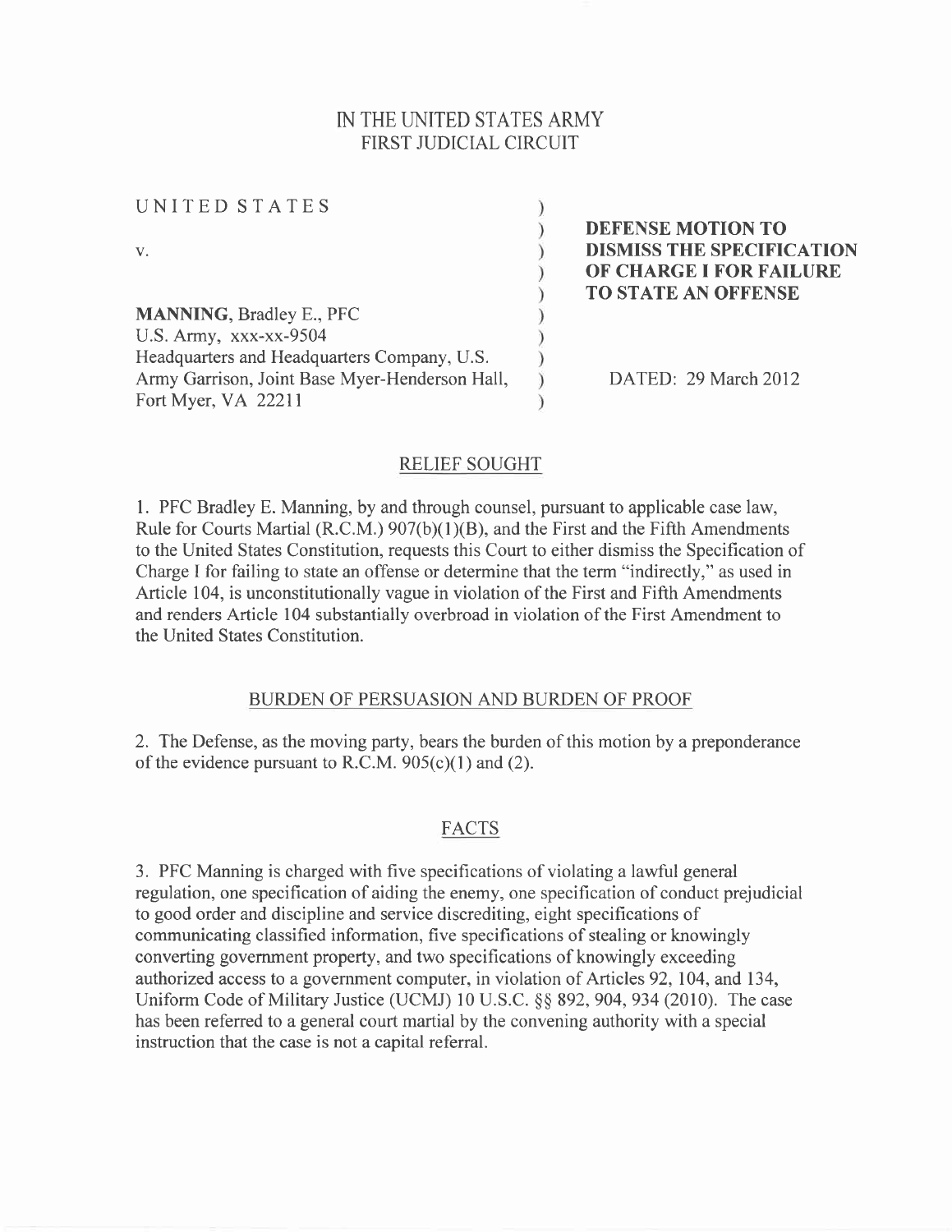# IN THE UNITED STATES ARMY
# FIRST JUDICIAL CIRCUIT

| | |
|---|---|
| UNITED STATES<br><br>v.<br><br>**MANNING**, Bradley E., PFC<br>U.S. Army, xxx-xx-9504<br>Headquarters and Headquarters Company, U.S. Army Garrison, Joint Base Myer-Henderson Hall, Fort Myer, VA 22211 | **DEFENSE MOTION TO DISMISS THE SPECIFICATION OF CHARGE I FOR FAILURE TO STATE AN OFFENSE**<br><br>DATED: 29 March 2012 |

## RELIEF SOUGHT

1. PFC Bradley E. Manning, by and through counsel, pursuant to applicable case law, Rule for Courts Martial (R.C.M.) 907(b)(1)(B), and the First and the Fifth Amendments to the United States Constitution, requests this Court to either dismiss the Specification of Charge I for failing to state an offense or determine that the term "indirectly," as used in Article 104, is unconstitutionally vague in violation of the First and Fifth Amendments and renders Article 104 substantially overbroad in violation of the First Amendment to the United States Constitution.

## BURDEN OF PERSUASION AND BURDEN OF PROOF

2. The Defense, as the moving party, bears the burden of this motion by a preponderance of the evidence pursuant to R.C.M. 905(c)(1) and (2).

## FACTS

3. PFC Manning is charged with five specifications of violating a lawful general regulation, one specification of aiding the enemy, one specification of conduct prejudicial to good order and discipline and service discrediting, eight specifications of communicating classified information, five specifications of stealing or knowingly converting government property, and two specifications of knowingly exceeding authorized access to a government computer, in violation of Articles 92, 104, and 134, Uniform Code of Military Justice (UCMJ) 10 U.S.C. §§ 892, 904, 934 (2010). The case has been referred to a general court martial by the convening authority with a special instruction that the case is not a capital referral.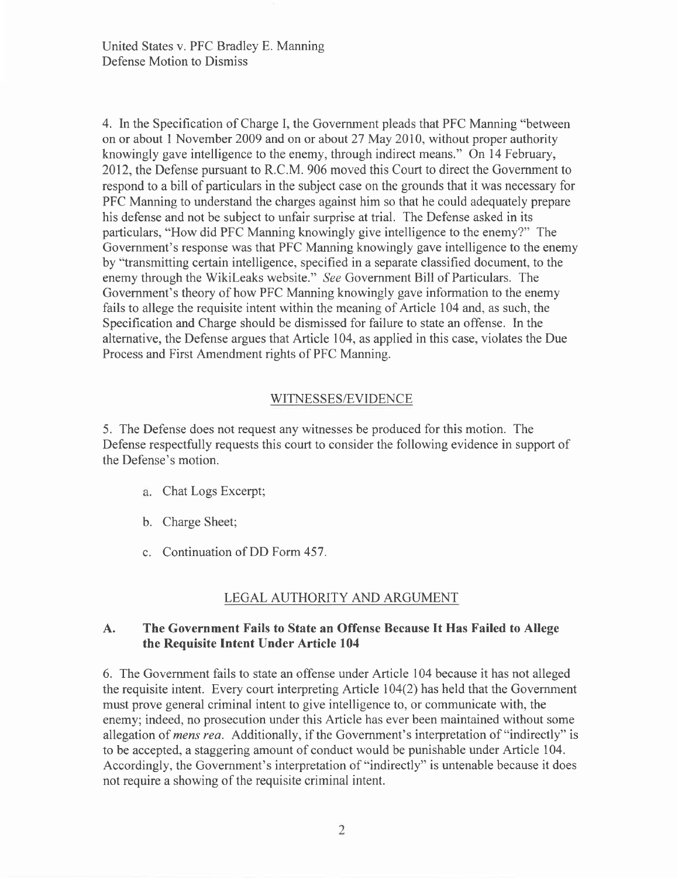4. In the Specification of Charge I, the Government pleads that PFC Manning "between on or about 1 November 2009 and on or about 27 May 2010, without proper authority knowingly gave intelligence to the enemy, through indirect means." On 14 February, 2012, the Defense pursuant to R.C.M. 906 moved this Court to direct the Government to respond to a bill of particulars in the subject case on the grounds that it was necessary for PFC Manning to understand the charges against him so that he could adequately prepare his defense and not be subject to unfair surprise at trial. The Defense asked in its particulars, "How did PFC Manning knowingly give intelligence to the enemy?" The Government's response was that PFC Manning knowingly gave intelligence to the enemy by "transmitting certain intelligence, specified in a separate classified document, to the enemy through the WikiLeaks website." *See* Government Bill of Particulars. The Government's theory of how PFC Manning knowingly gave information to the enemy fails to allege the requisite intent within the meaning of Article 104 and, as such, the Specification and Charge should be dismissed for failure to state an offense. In the alternative, the Defense argues that Article 104, as applied in this case, violates the Due Process and First Amendment rights of PFC Manning.

## WITNESSES/EVIDENCE

5. The Defense does not request any witnesses be produced for this motion. The Defense respectfully requests this court to consider the following evidence in support of the Defense's motion.

a. Chat Logs Excerpt;

b. Charge Sheet;

c. Continuation of DD Form 457.

## LEGAL AUTHORITY AND ARGUMENT

### A. The Government Fails to State an Offense Because It Has Failed to Allege the Requisite Intent Under Article 104

6. The Government fails to state an offense under Article 104 because it has not alleged the requisite intent. Every court interpreting Article 104(2) has held that the Government must prove general criminal intent to give intelligence to, or communicate with, the enemy; indeed, no prosecution under this Article has ever been maintained without some allegation of *mens rea*. Additionally, if the Government's interpretation of "indirectly" is to be accepted, a staggering amount of conduct would be punishable under Article 104. Accordingly, the Government's interpretation of "indirectly" is untenable because it does not require a showing of the requisite criminal intent.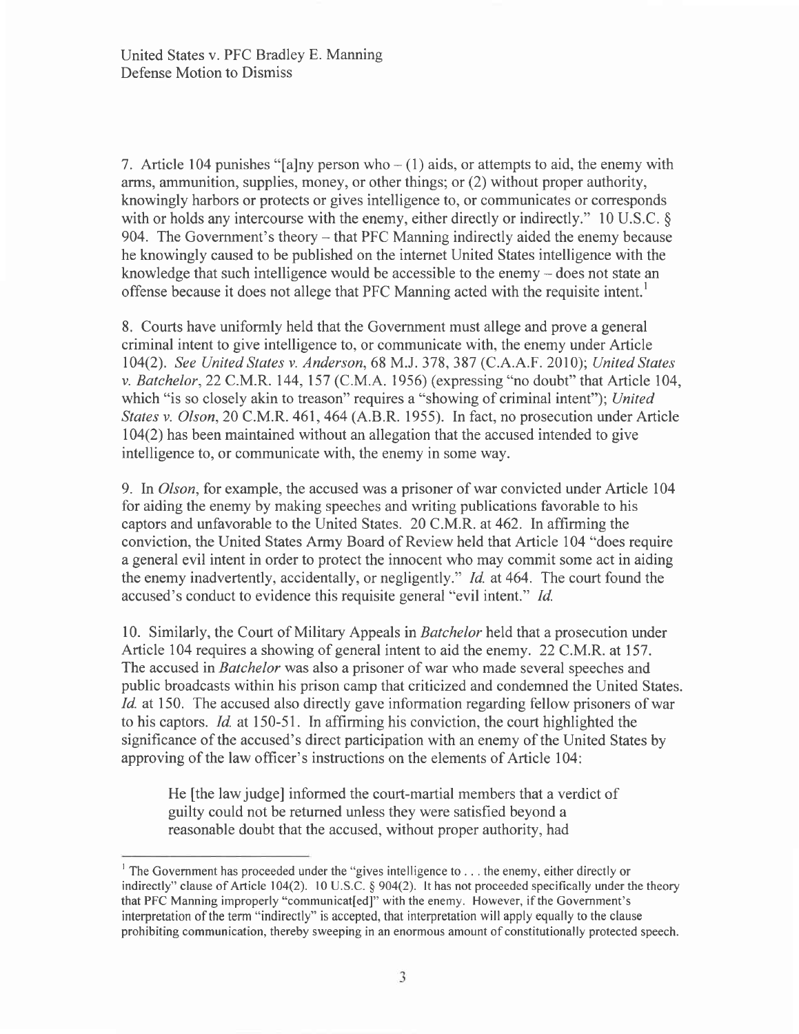7. Article 104 punishes "[a]ny person who – (1) aids, or attempts to aid, the enemy with arms, ammunition, supplies, money, or other things; or (2) without proper authority, knowingly harbors or protects or gives intelligence to, or communicates or corresponds with or holds any intercourse with the enemy, either directly or indirectly." 10 U.S.C. § 904. The Government's theory – that PFC Manning indirectly aided the enemy because he knowingly caused to be published on the internet United States intelligence with the knowledge that such intelligence would be accessible to the enemy – does not state an offense because it does not allege that PFC Manning acted with the requisite intent.[1]

8. Courts have uniformly held that the Government must allege and prove a general criminal intent to give intelligence to, or communicate with, the enemy under Article 104(2). *See United States v. Anderson*, 68 M.J. 378, 387 (C.A.A.F. 2010); *United States v. Batchelor*, 22 C.M.R. 144, 157 (C.M.A. 1956) (expressing "no doubt" that Article 104, which "is so closely akin to treason" requires a "showing of criminal intent"); *United States v. Olson*, 20 C.M.R. 461, 464 (A.B.R. 1955). In fact, no prosecution under Article 104(2) has been maintained without an allegation that the accused intended to give intelligence to, or communicate with, the enemy in some way.

9. In *Olson*, for example, the accused was a prisoner of war convicted under Article 104 for aiding the enemy by making speeches and writing publications favorable to his captors and unfavorable to the United States. 20 C.M.R. at 462. In affirming the conviction, the United States Army Board of Review held that Article 104 "does require a general evil intent in order to protect the innocent who may commit some act in aiding the enemy inadvertently, accidentally, or negligently." *Id.* at 464. The court found the accused's conduct to evidence this requisite general "evil intent." *Id.*

10. Similarly, the Court of Military Appeals in *Batchelor* held that a prosecution under Article 104 requires a showing of general intent to aid the enemy. 22 C.M.R. at 157. The accused in *Batchelor* was also a prisoner of war who made several speeches and public broadcasts within his prison camp that criticized and condemned the United States. *Id.* at 150. The accused also directly gave information regarding fellow prisoners of war to his captors. *Id.* at 150-51. In affirming his conviction, the court highlighted the significance of the accused's direct participation with an enemy of the United States by approving of the law officer's instructions on the elements of Article 104:

> He [the law judge] informed the court-martial members that a verdict of guilty could not be returned unless they were satisfied beyond a reasonable doubt that the accused, without proper authority, had

---

[1] The Government has proceeded under the "gives intelligence to . . . the enemy, either directly or indirectly" clause of Article 104(2). 10 U.S.C. § 904(2). It has not proceeded specifically under the theory that PFC Manning improperly "communicat[ed]" with the enemy. However, if the Government's interpretation of the term "indirectly" is accepted, that interpretation will apply equally to the clause prohibiting communication, thereby sweeping in an enormous amount of constitutionally protected speech.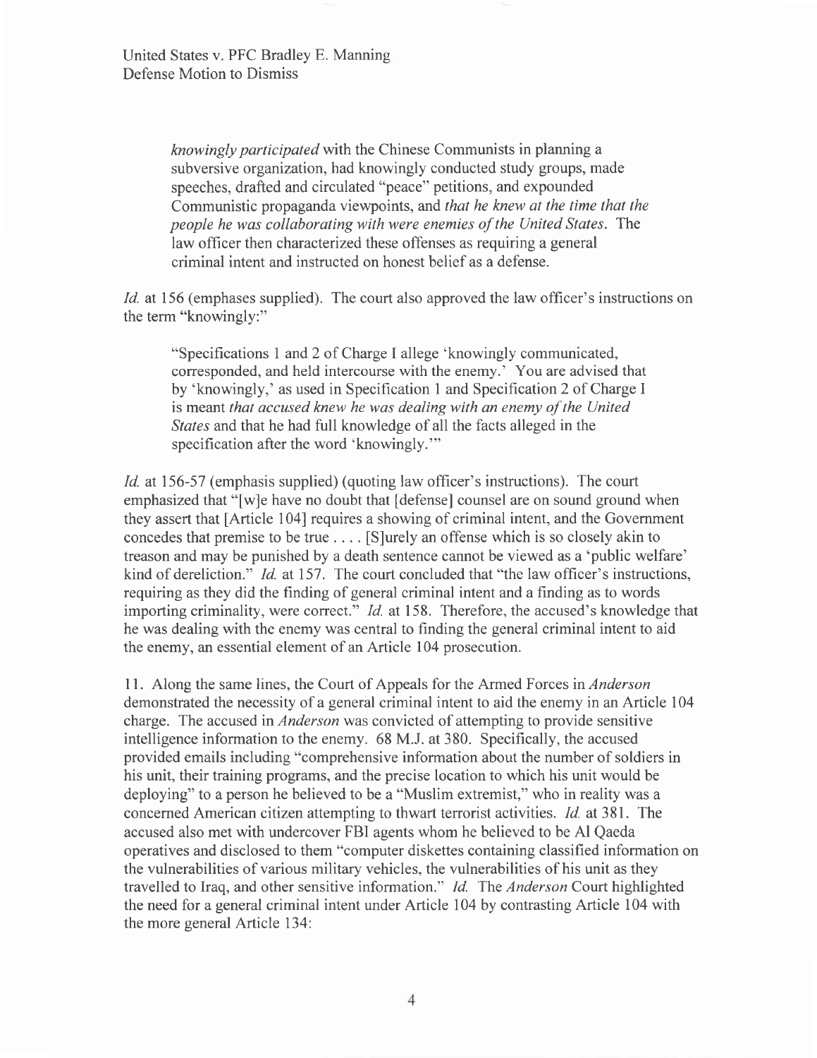> *knowingly participated* with the Chinese Communists in planning a subversive organization, had knowingly conducted study groups, made speeches, drafted and circulated "peace" petitions, and expounded Communistic propaganda viewpoints, and *that he knew at the time that the people he was collaborating with were enemies of the United States*. The law officer then characterized these offenses as requiring a general criminal intent and instructed on honest belief as a defense.

*Id.* at 156 (emphases supplied). The court also approved the law officer's instructions on the term "knowingly:"

> "Specifications 1 and 2 of Charge I allege 'knowingly communicated, corresponded, and held intercourse with the enemy.' You are advised that by 'knowingly,' as used in Specification 1 and Specification 2 of Charge I is meant *that accused knew he was dealing with an enemy of the United States* and that he had full knowledge of all the facts alleged in the specification after the word 'knowingly.'"

*Id.* at 156-57 (emphasis supplied) (quoting law officer's instructions). The court emphasized that "[w]e have no doubt that [defense] counsel are on sound ground when they assert that [Article 104] requires a showing of criminal intent, and the Government concedes that premise to be true . . . . [S]urely an offense which is so closely akin to treason and may be punished by a death sentence cannot be viewed as a 'public welfare' kind of dereliction." *Id.* at 157. The court concluded that "the law officer's instructions, requiring as they did the finding of general criminal intent and a finding as to words importing criminality, were correct." *Id.* at 158. Therefore, the accused's knowledge that he was dealing with the enemy was central to finding the general criminal intent to aid the enemy, an essential element of an Article 104 prosecution.

11. Along the same lines, the Court of Appeals for the Armed Forces in *Anderson* demonstrated the necessity of a general criminal intent to aid the enemy in an Article 104 charge. The accused in *Anderson* was convicted of attempting to provide sensitive intelligence information to the enemy. 68 M.J. at 380. Specifically, the accused provided emails including "comprehensive information about the number of soldiers in his unit, their training programs, and the precise location to which his unit would be deploying" to a person he believed to be a "Muslim extremist," who in reality was a concerned American citizen attempting to thwart terrorist activities. *Id.* at 381. The accused also met with undercover FBI agents whom he believed to be Al Qaeda operatives and disclosed to them "computer diskettes containing classified information on the vulnerabilities of various military vehicles, the vulnerabilities of his unit as they travelled to Iraq, and other sensitive information." *Id.* The *Anderson* Court highlighted the need for a general criminal intent under Article 104 by contrasting Article 104 with the more general Article 134: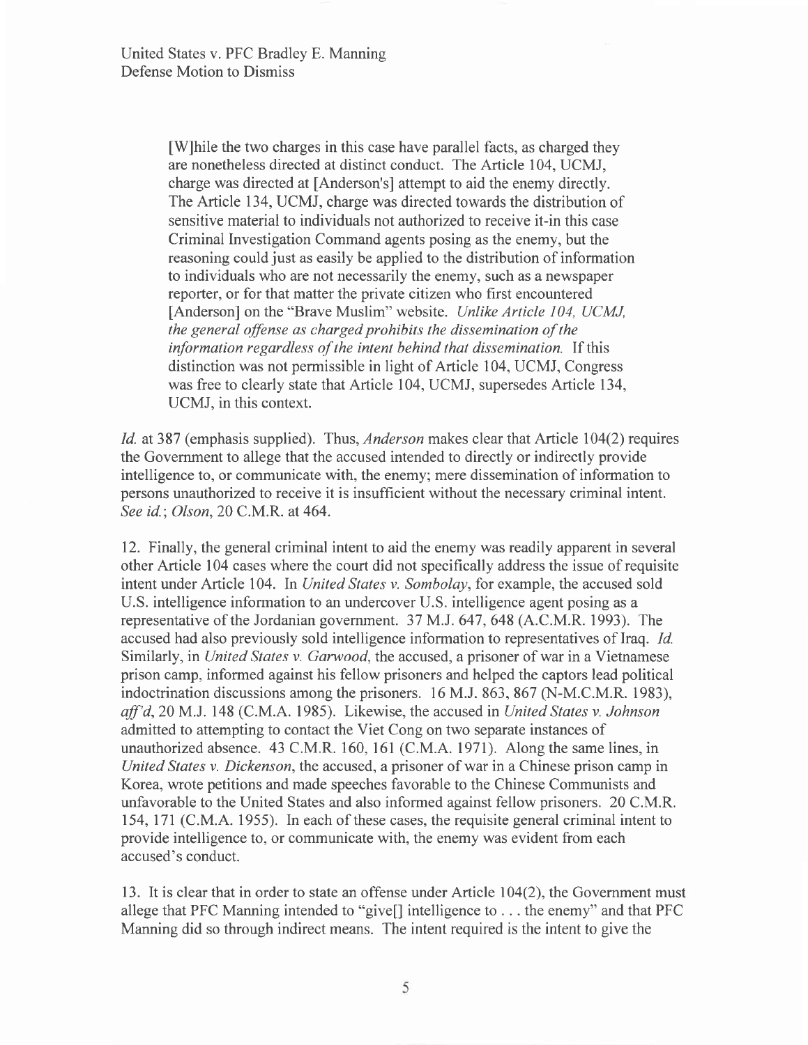> [W]hile the two charges in this case have parallel facts, as charged they are nonetheless directed at distinct conduct. The Article 104, UCMJ, charge was directed at [Anderson's] attempt to aid the enemy directly. The Article 134, UCMJ, charge was directed towards the distribution of sensitive material to individuals not authorized to receive it-in this case Criminal Investigation Command agents posing as the enemy, but the reasoning could just as easily be applied to the distribution of information to individuals who are not necessarily the enemy, such as a newspaper reporter, or for that matter the private citizen who first encountered [Anderson] on the "Brave Muslim" website. *Unlike Article 104, UCMJ, the general offense as charged prohibits the dissemination of the information regardless of the intent behind that dissemination.* If this distinction was not permissible in light of Article 104, UCMJ, Congress was free to clearly state that Article 104, UCMJ, supersedes Article 134, UCMJ, in this context.

*Id.* at 387 (emphasis supplied). Thus, *Anderson* makes clear that Article 104(2) requires the Government to allege that the accused intended to directly or indirectly provide intelligence to, or communicate with, the enemy; mere dissemination of information to persons unauthorized to receive it is insufficient without the necessary criminal intent. *See id.*; *Olson*, 20 C.M.R. at 464.

12. Finally, the general criminal intent to aid the enemy was readily apparent in several other Article 104 cases where the court did not specifically address the issue of requisite intent under Article 104. In *United States v. Sombolay*, for example, the accused sold U.S. intelligence information to an undercover U.S. intelligence agent posing as a representative of the Jordanian government. 37 M.J. 647, 648 (A.C.M.R. 1993). The accused had also previously sold intelligence information to representatives of Iraq. *Id.* Similarly, in *United States v. Garwood*, the accused, a prisoner of war in a Vietnamese prison camp, informed against his fellow prisoners and helped the captors lead political indoctrination discussions among the prisoners. 16 M.J. 863, 867 (N-M.C.M.R. 1983), *aff'd*, 20 M.J. 148 (C.M.A. 1985). Likewise, the accused in *United States v. Johnson* admitted to attempting to contact the Viet Cong on two separate instances of unauthorized absence. 43 C.M.R. 160, 161 (C.M.A. 1971). Along the same lines, in *United States v. Dickenson*, the accused, a prisoner of war in a Chinese prison camp in Korea, wrote petitions and made speeches favorable to the Chinese Communists and unfavorable to the United States and also informed against fellow prisoners. 20 C.M.R. 154, 171 (C.M.A. 1955). In each of these cases, the requisite general criminal intent to provide intelligence to, or communicate with, the enemy was evident from each accused's conduct.

13. It is clear that in order to state an offense under Article 104(2), the Government must allege that PFC Manning intended to "give[] intelligence to . . . the enemy" and that PFC Manning did so through indirect means. The intent required is the intent to give the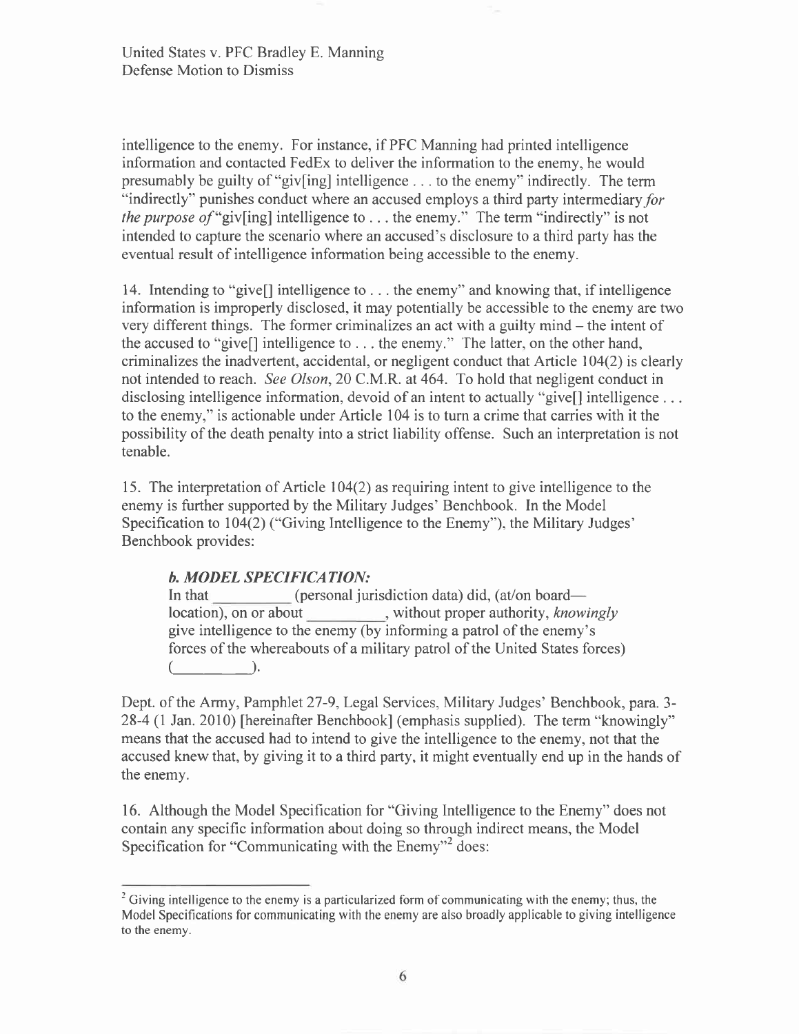intelligence to the enemy. For instance, if PFC Manning had printed intelligence information and contacted FedEx to deliver the information to the enemy, he would presumably be guilty of "giv[ing] intelligence . . . to the enemy" indirectly. The term "indirectly" punishes conduct where an accused employs a third party intermediary *for the purpose of* "giv[ing] intelligence to . . . the enemy." The term "indirectly" is not intended to capture the scenario where an accused's disclosure to a third party has the eventual result of intelligence information being accessible to the enemy.

14. Intending to "give[] intelligence to . . . the enemy" and knowing that, if intelligence information is improperly disclosed, it may potentially be accessible to the enemy are two very different things. The former criminalizes an act with a guilty mind – the intent of the accused to "give[] intelligence to . . . the enemy." The latter, on the other hand, criminalizes the inadvertent, accidental, or negligent conduct that Article 104(2) is clearly not intended to reach. *See Olson*, 20 C.M.R. at 464. To hold that negligent conduct in disclosing intelligence information, devoid of an intent to actually "give[] intelligence . . . to the enemy," is actionable under Article 104 is to turn a crime that carries with it the possibility of the death penalty into a strict liability offense. Such an interpretation is not tenable.

15. The interpretation of Article 104(2) as requiring intent to give intelligence to the enemy is further supported by the Military Judges' Benchbook. In the Model Specification to 104(2) ("Giving Intelligence to the Enemy"), the Military Judges' Benchbook provides:

> ***b. MODEL SPECIFICATION:***
> In that __________ (personal jurisdiction data) did, (at/on board—location), on or about __________, without proper authority, *knowingly* give intelligence to the enemy (by informing a patrol of the enemy's forces of the whereabouts of a military patrol of the United States forces) (__________).

Dept. of the Army, Pamphlet 27-9, Legal Services, Military Judges' Benchbook, para. 3-28-4 (1 Jan. 2010) [hereinafter Benchbook] (emphasis supplied). The term "knowingly" means that the accused had to intend to give the intelligence to the enemy, not that the accused knew that, by giving it to a third party, it might eventually end up in the hands of the enemy.

16. Although the Model Specification for "Giving Intelligence to the Enemy" does not contain any specific information about doing so through indirect means, the Model Specification for "Communicating with the Enemy"[2] does:

---

[2] Giving intelligence to the enemy is a particularized form of communicating with the enemy; thus, the Model Specifications for communicating with the enemy are also broadly applicable to giving intelligence to the enemy.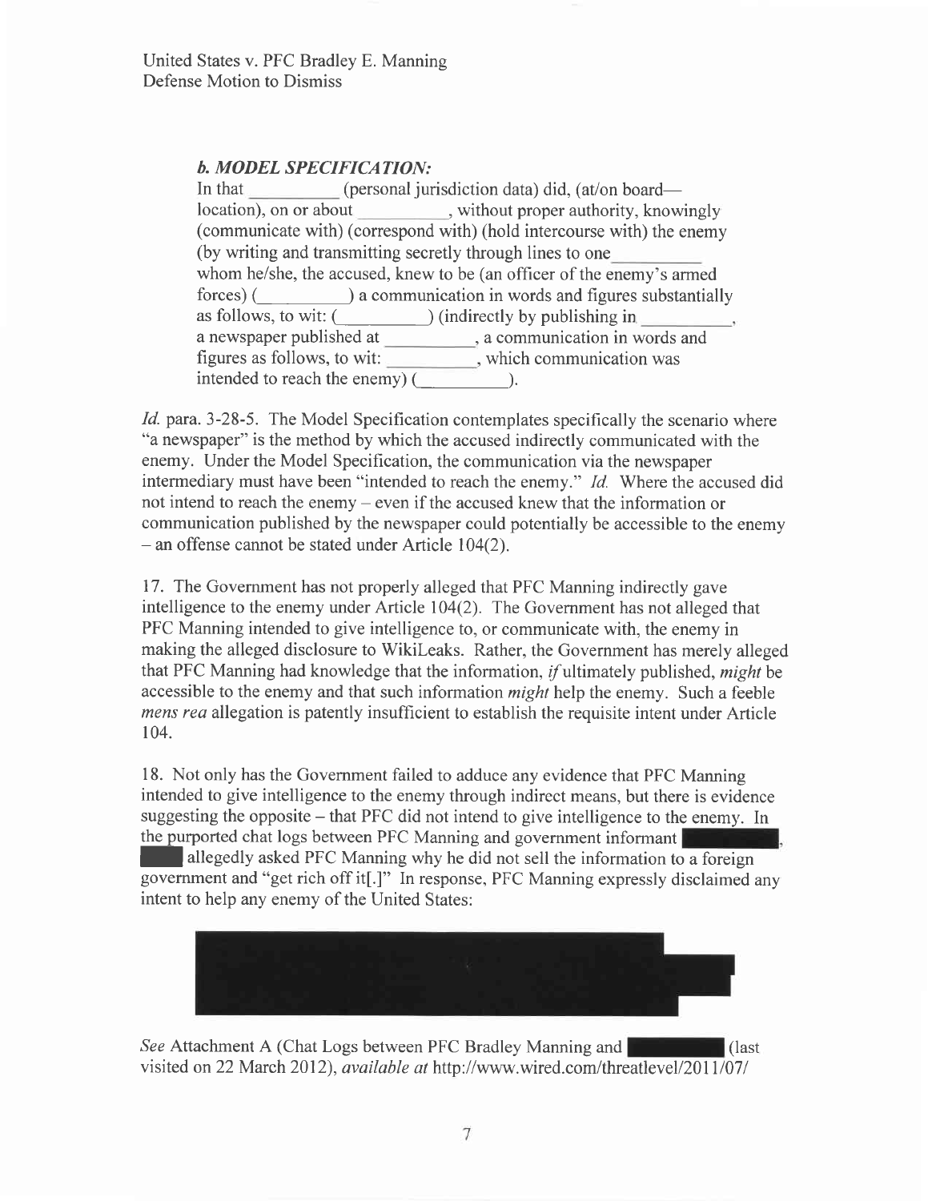### *b. MODEL SPECIFICATION:*

> In that __________ (personal jurisdiction data) did, (at/on board—location), on or about __________, without proper authority, knowingly (communicate with) (correspond with) (hold intercourse with) the enemy (by writing and transmitting secretly through lines to one__________ whom he/she, the accused, knew to be (an officer of the enemy's armed forces) (__________) a communication in words and figures substantially as follows, to wit: (__________) (indirectly by publishing in __________, a newspaper published at __________, a communication in words and figures as follows, to wit: __________, which communication was intended to reach the enemy) (__________).

*Id.* para. 3-28-5. The Model Specification contemplates specifically the scenario where "a newspaper" is the method by which the accused indirectly communicated with the enemy. Under the Model Specification, the communication via the newspaper intermediary must have been "intended to reach the enemy." *Id.* Where the accused did not intend to reach the enemy – even if the accused knew that the information or communication published by the newspaper could potentially be accessible to the enemy – an offense cannot be stated under Article 104(2).

17. The Government has not properly alleged that PFC Manning indirectly gave intelligence to the enemy under Article 104(2). The Government has not alleged that PFC Manning intended to give intelligence to, or communicate with, the enemy in making the alleged disclosure to WikiLeaks. Rather, the Government has merely alleged that PFC Manning had knowledge that the information, *if* ultimately published, *might* be accessible to the enemy and that such information *might* help the enemy. Such a feeble *mens rea* allegation is patently insufficient to establish the requisite intent under Article 104.

18. Not only has the Government failed to adduce any evidence that PFC Manning intended to give intelligence to the enemy through indirect means, but there is evidence suggesting the opposite – that PFC did not intend to give intelligence to the enemy. In the purported chat logs between PFC Manning and government informant [REDACTED], [REDACTED] allegedly asked PFC Manning why he did not sell the information to a foreign government and "get rich off it[.]" In response, PFC Manning expressly disclaimed any intent to help any enemy of the United States:

[REDACTED]

*See* Attachment A (Chat Logs between PFC Bradley Manning and [REDACTED] (last visited on 22 March 2012), *available at* http://www.wired.com/threatlevel/2011/07/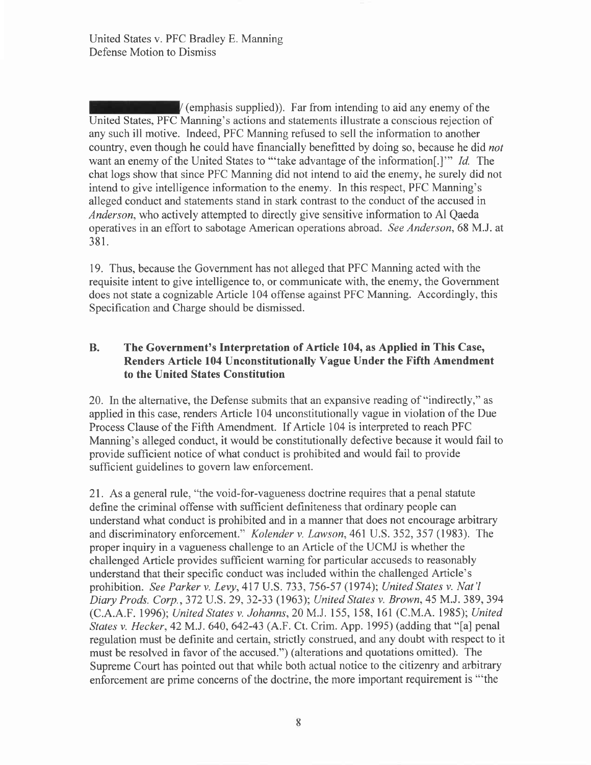(emphasis supplied)). Far from intending to aid any enemy of the United States, PFC Manning's actions and statements illustrate a conscious rejection of any such ill motive. Indeed, PFC Manning refused to sell the information to another country, even though he could have financially benefitted by doing so, because he did *not* want an enemy of the United States to "'take advantage of the information[.]'" *Id.* The chat logs show that since PFC Manning did not intend to aid the enemy, he surely did not intend to give intelligence information to the enemy. In this respect, PFC Manning's alleged conduct and statements stand in stark contrast to the conduct of the accused in *Anderson*, who actively attempted to directly give sensitive information to Al Qaeda operatives in an effort to sabotage American operations abroad. *See Anderson*, 68 M.J. at 381.

19. Thus, because the Government has not alleged that PFC Manning acted with the requisite intent to give intelligence to, or communicate with, the enemy, the Government does not state a cognizable Article 104 offense against PFC Manning. Accordingly, this Specification and Charge should be dismissed.

## B. The Government's Interpretation of Article 104, as Applied in This Case, Renders Article 104 Unconstitutionally Vague Under the Fifth Amendment to the United States Constitution

20. In the alternative, the Defense submits that an expansive reading of "indirectly," as applied in this case, renders Article 104 unconstitutionally vague in violation of the Due Process Clause of the Fifth Amendment. If Article 104 is interpreted to reach PFC Manning's alleged conduct, it would be constitutionally defective because it would fail to provide sufficient notice of what conduct is prohibited and would fail to provide sufficient guidelines to govern law enforcement.

21. As a general rule, "the void-for-vagueness doctrine requires that a penal statute define the criminal offense with sufficient definiteness that ordinary people can understand what conduct is prohibited and in a manner that does not encourage arbitrary and discriminatory enforcement." *Kolender v. Lawson*, 461 U.S. 352, 357 (1983). The proper inquiry in a vagueness challenge to an Article of the UCMJ is whether the challenged Article provides sufficient warning for particular accuseds to reasonably understand that their specific conduct was included within the challenged Article's prohibition. *See Parker v. Levy*, 417 U.S. 733, 756-57 (1974); *United States v. Nat'l Diary Prods. Corp.*, 372 U.S. 29, 32-33 (1963); *United States v. Brown*, 45 M.J. 389, 394 (C.A.A.F. 1996); *United States v. Johanns*, 20 M.J. 155, 158, 161 (C.M.A. 1985); *United States v. Hecker*, 42 M.J. 640, 642-43 (A.F. Ct. Crim. App. 1995) (adding that "[a] penal regulation must be definite and certain, strictly construed, and any doubt with respect to it must be resolved in favor of the accused.") (alterations and quotations omitted). The Supreme Court has pointed out that while both actual notice to the citizenry and arbitrary enforcement are prime concerns of the doctrine, the more important requirement is "'the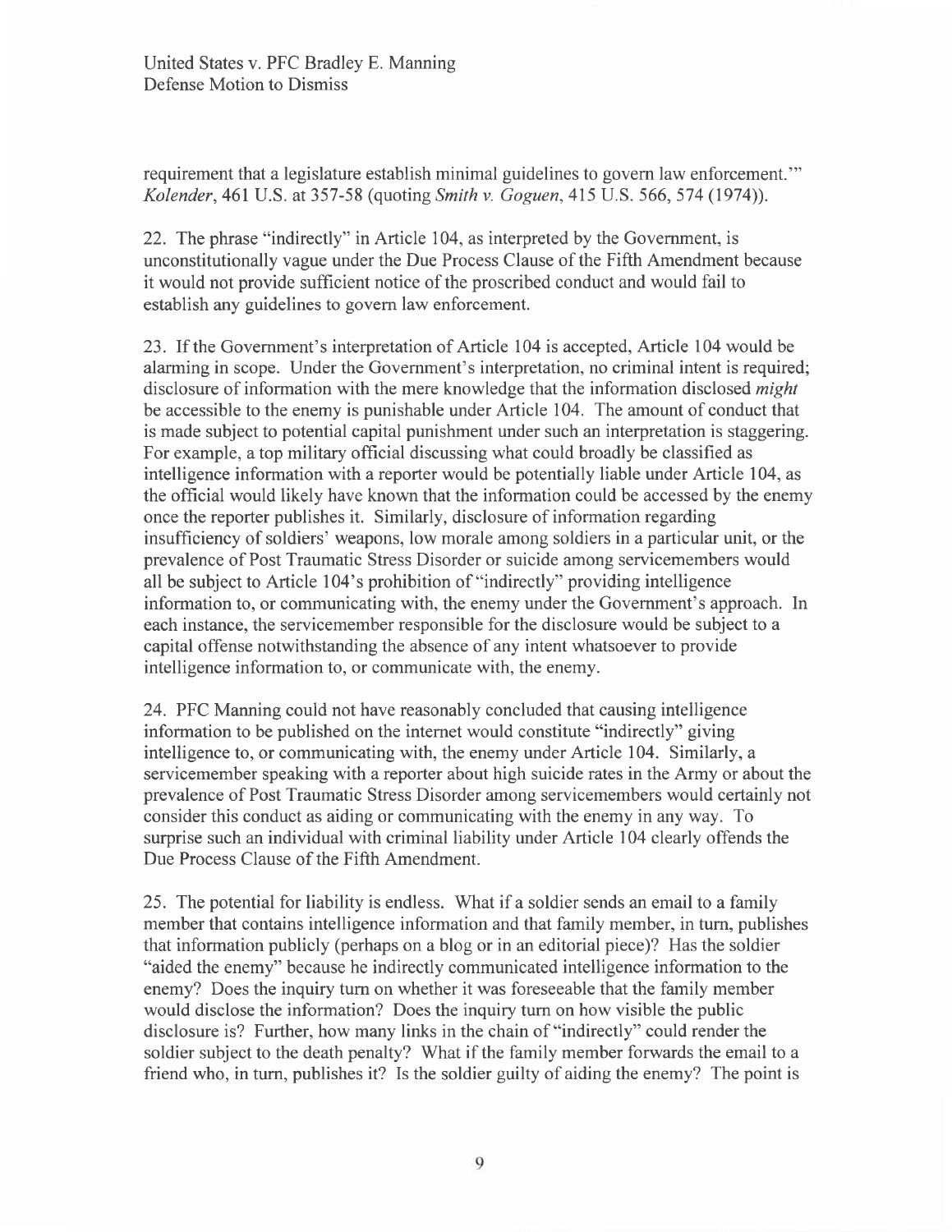requirement that a legislature establish minimal guidelines to govern law enforcement.'" *Kolender*, 461 U.S. at 357-58 (quoting *Smith v. Goguen*, 415 U.S. 566, 574 (1974)).

22. The phrase "indirectly" in Article 104, as interpreted by the Government, is unconstitutionally vague under the Due Process Clause of the Fifth Amendment because it would not provide sufficient notice of the proscribed conduct and would fail to establish any guidelines to govern law enforcement.

23. If the Government's interpretation of Article 104 is accepted, Article 104 would be alarming in scope. Under the Government's interpretation, no criminal intent is required; disclosure of information with the mere knowledge that the information disclosed *might* be accessible to the enemy is punishable under Article 104. The amount of conduct that is made subject to potential capital punishment under such an interpretation is staggering. For example, a top military official discussing what could broadly be classified as intelligence information with a reporter would be potentially liable under Article 104, as the official would likely have known that the information could be accessed by the enemy once the reporter publishes it. Similarly, disclosure of information regarding insufficiency of soldiers' weapons, low morale among soldiers in a particular unit, or the prevalence of Post Traumatic Stress Disorder or suicide among servicemembers would all be subject to Article 104's prohibition of "indirectly" providing intelligence information to, or communicating with, the enemy under the Government's approach. In each instance, the servicemember responsible for the disclosure would be subject to a capital offense notwithstanding the absence of any intent whatsoever to provide intelligence information to, or communicate with, the enemy.

24. PFC Manning could not have reasonably concluded that causing intelligence information to be published on the internet would constitute "indirectly" giving intelligence to, or communicating with, the enemy under Article 104. Similarly, a servicemember speaking with a reporter about high suicide rates in the Army or about the prevalence of Post Traumatic Stress Disorder among servicemembers would certainly not consider this conduct as aiding or communicating with the enemy in any way. To surprise such an individual with criminal liability under Article 104 clearly offends the Due Process Clause of the Fifth Amendment.

25. The potential for liability is endless. What if a soldier sends an email to a family member that contains intelligence information and that family member, in turn, publishes that information publicly (perhaps on a blog or in an editorial piece)? Has the soldier "aided the enemy" because he indirectly communicated intelligence information to the enemy? Does the inquiry turn on whether it was foreseeable that the family member would disclose the information? Does the inquiry turn on how visible the public disclosure is? Further, how many links in the chain of "indirectly" could render the soldier subject to the death penalty? What if the family member forwards the email to a friend who, in turn, publishes it? Is the soldier guilty of aiding the enemy? The point is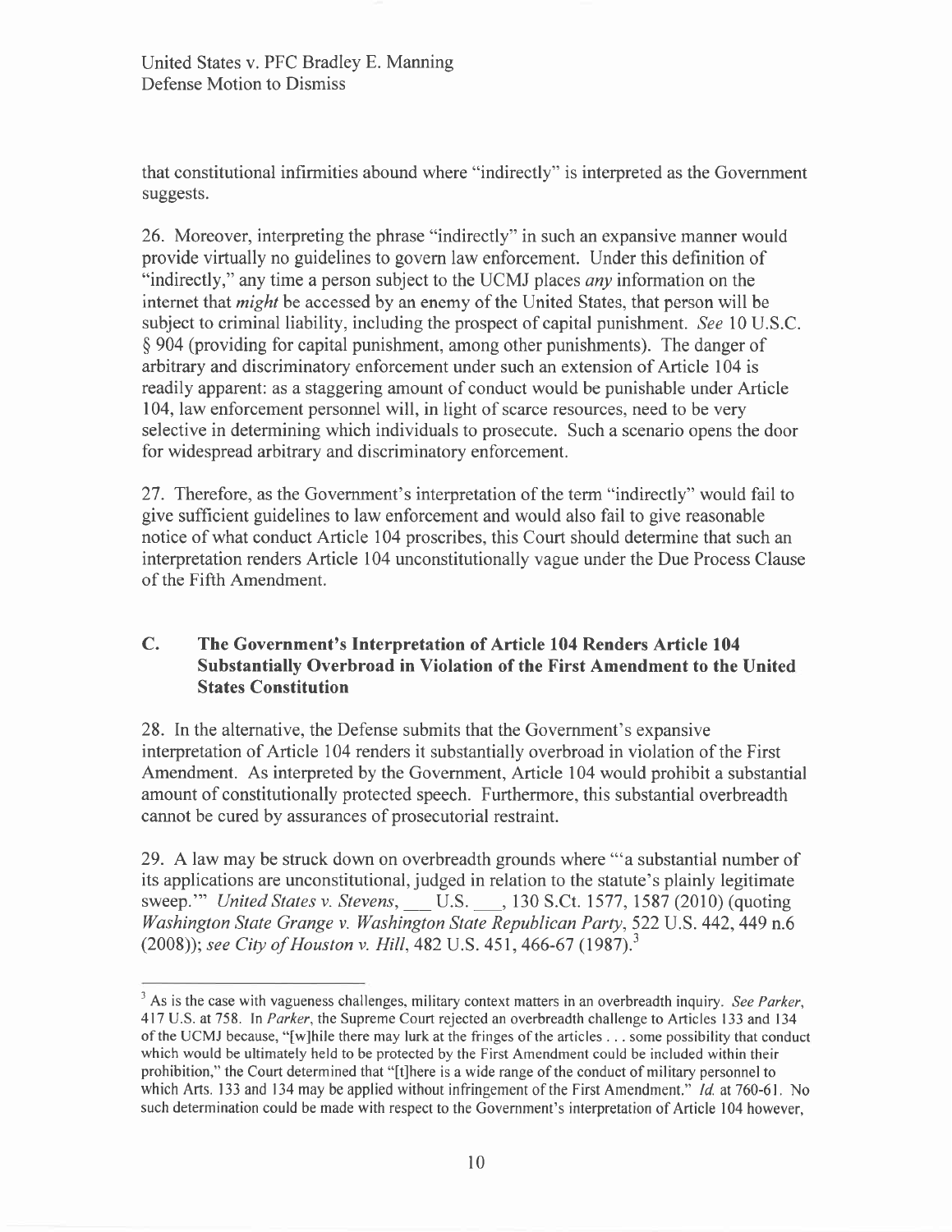that constitutional infirmities abound where "indirectly" is interpreted as the Government suggests.

26. Moreover, interpreting the phrase "indirectly" in such an expansive manner would provide virtually no guidelines to govern law enforcement. Under this definition of "indirectly," any time a person subject to the UCMJ places *any* information on the internet that *might* be accessed by an enemy of the United States, that person will be subject to criminal liability, including the prospect of capital punishment. *See* 10 U.S.C. § 904 (providing for capital punishment, among other punishments). The danger of arbitrary and discriminatory enforcement under such an extension of Article 104 is readily apparent: as a staggering amount of conduct would be punishable under Article 104, law enforcement personnel will, in light of scarce resources, need to be very selective in determining which individuals to prosecute. Such a scenario opens the door for widespread arbitrary and discriminatory enforcement.

27. Therefore, as the Government's interpretation of the term "indirectly" would fail to give sufficient guidelines to law enforcement and would also fail to give reasonable notice of what conduct Article 104 proscribes, this Court should determine that such an interpretation renders Article 104 unconstitutionally vague under the Due Process Clause of the Fifth Amendment.

### C. The Government's Interpretation of Article 104 Renders Article 104 Substantially Overbroad in Violation of the First Amendment to the United States Constitution

28. In the alternative, the Defense submits that the Government's expansive interpretation of Article 104 renders it substantially overbroad in violation of the First Amendment. As interpreted by the Government, Article 104 would prohibit a substantial amount of constitutionally protected speech. Furthermore, this substantial overbreadth cannot be cured by assurances of prosecutorial restraint.

29. A law may be struck down on overbreadth grounds where "'a substantial number of its applications are unconstitutional, judged in relation to the statute's plainly legitimate sweep.'" *United States v. Stevens*, \_\_\_ U.S. \_\_\_, 130 S.Ct. 1577, 1587 (2010) (quoting *Washington State Grange v. Washington State Republican Party*, 522 U.S. 442, 449 n.6 (2008)); *see City of Houston v. Hill*, 482 U.S. 451, 466-67 (1987).[3]

---

[3] As is the case with vagueness challenges, military context matters in an overbreadth inquiry. *See Parker*, 417 U.S. at 758. In *Parker*, the Supreme Court rejected an overbreadth challenge to Articles 133 and 134 of the UCMJ because, "[w]hile there may lurk at the fringes of the articles . . . some possibility that conduct which would be ultimately held to be protected by the First Amendment could be included within their prohibition," the Court determined that "[t]here is a wide range of the conduct of military personnel to which Arts. 133 and 134 may be applied without infringement of the First Amendment." *Id.* at 760-61. No such determination could be made with respect to the Government's interpretation of Article 104 however,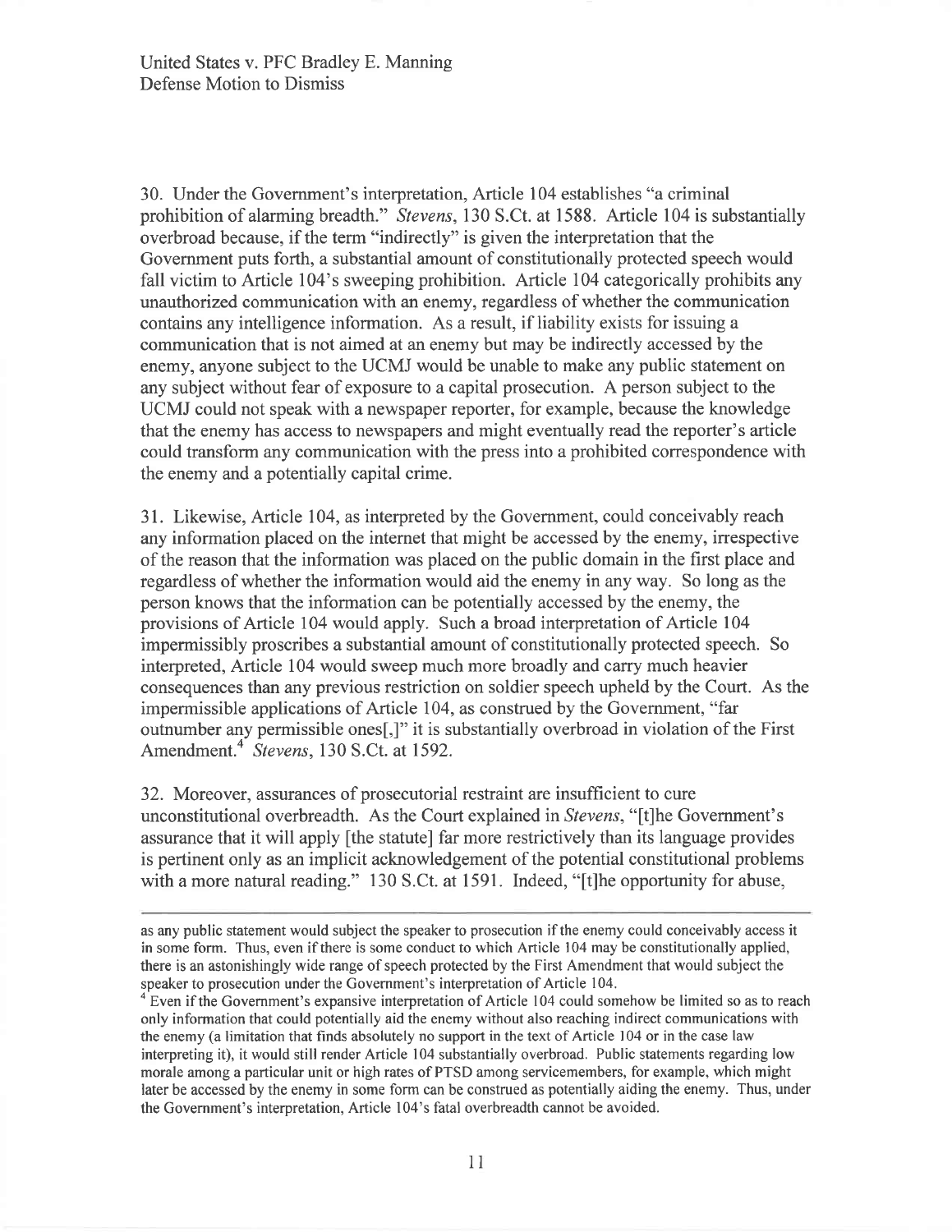30. Under the Government's interpretation, Article 104 establishes "a criminal prohibition of alarming breadth." *Stevens*, 130 S.Ct. at 1588. Article 104 is substantially overbroad because, if the term "indirectly" is given the interpretation that the Government puts forth, a substantial amount of constitutionally protected speech would fall victim to Article 104's sweeping prohibition. Article 104 categorically prohibits any unauthorized communication with an enemy, regardless of whether the communication contains any intelligence information. As a result, if liability exists for issuing a communication that is not aimed at an enemy but may be indirectly accessed by the enemy, anyone subject to the UCMJ would be unable to make any public statement on any subject without fear of exposure to a capital prosecution. A person subject to the UCMJ could not speak with a newspaper reporter, for example, because the knowledge that the enemy has access to newspapers and might eventually read the reporter's article could transform any communication with the press into a prohibited correspondence with the enemy and a potentially capital crime.

31. Likewise, Article 104, as interpreted by the Government, could conceivably reach any information placed on the internet that might be accessed by the enemy, irrespective of the reason that the information was placed on the public domain in the first place and regardless of whether the information would aid the enemy in any way. So long as the person knows that the information can be potentially accessed by the enemy, the provisions of Article 104 would apply. Such a broad interpretation of Article 104 impermissibly proscribes a substantial amount of constitutionally protected speech. So interpreted, Article 104 would sweep much more broadly and carry much heavier consequences than any previous restriction on soldier speech upheld by the Court. As the impermissible applications of Article 104, as construed by the Government, "far outnumber any permissible ones[,]" it is substantially overbroad in violation of the First Amendment.[4] *Stevens*, 130 S.Ct. at 1592.

32. Moreover, assurances of prosecutorial restraint are insufficient to cure unconstitutional overbreadth. As the Court explained in *Stevens*, "[t]he Government's assurance that it will apply [the statute] far more restrictively than its language provides is pertinent only as an implicit acknowledgement of the potential constitutional problems with a more natural reading." 130 S.Ct. at 1591. Indeed, "[t]he opportunity for abuse,

---

as any public statement would subject the speaker to prosecution if the enemy could conceivably access it in some form. Thus, even if there is some conduct to which Article 104 may be constitutionally applied, there is an astonishingly wide range of speech protected by the First Amendment that would subject the speaker to prosecution under the Government's interpretation of Article 104.

[4] Even if the Government's expansive interpretation of Article 104 could somehow be limited so as to reach only information that could potentially aid the enemy without also reaching indirect communications with the enemy (a limitation that finds absolutely no support in the text of Article 104 or in the case law interpreting it), it would still render Article 104 substantially overbroad. Public statements regarding low morale among a particular unit or high rates of PTSD among servicemembers, for example, which might later be accessed by the enemy in some form can be construed as potentially aiding the enemy. Thus, under the Government's interpretation, Article 104's fatal overbreadth cannot be avoided.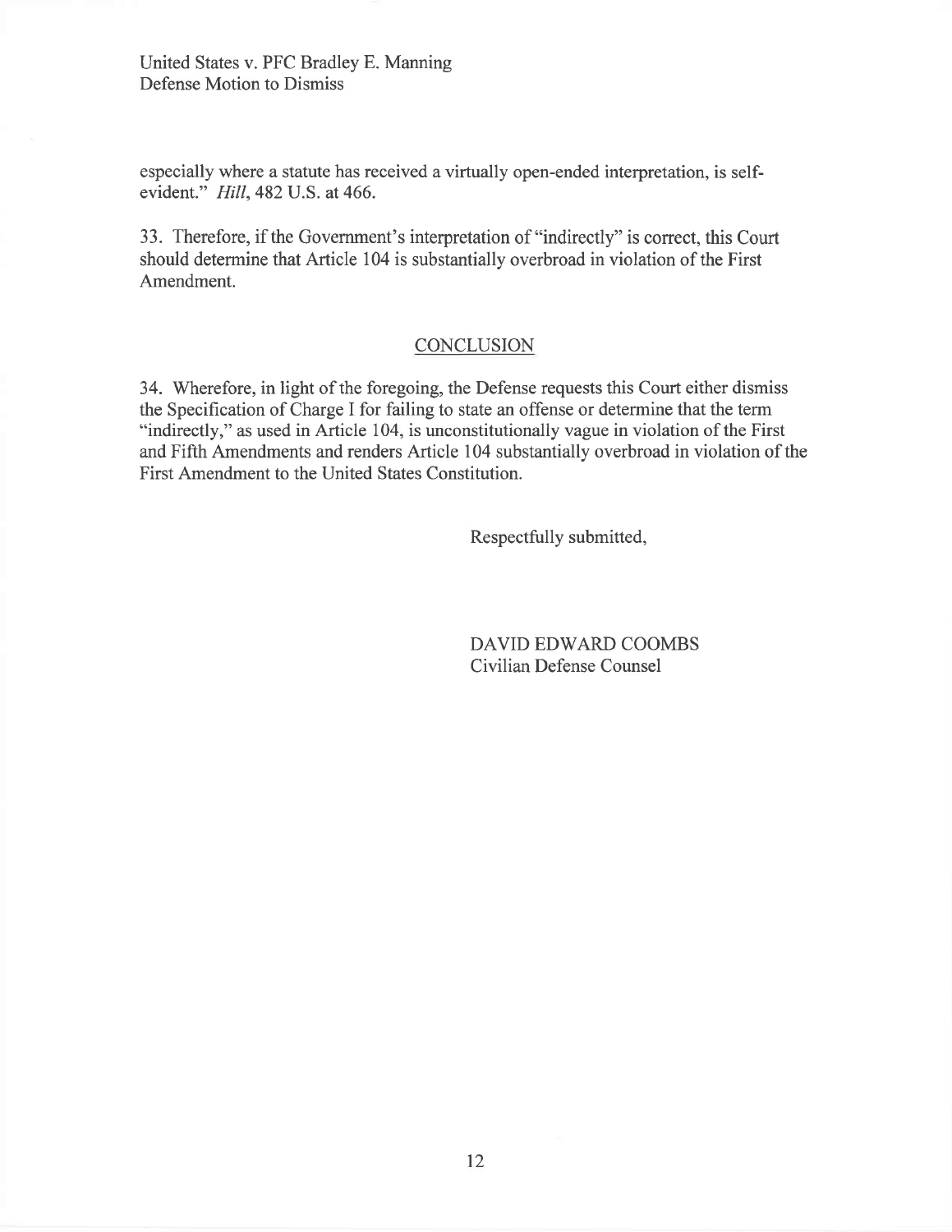especially where a statute has received a virtually open-ended interpretation, is self-evident." *Hill*, 482 U.S. at 466.

33. Therefore, if the Government's interpretation of "indirectly" is correct, this Court should determine that Article 104 is substantially overbroad in violation of the First Amendment.

## CONCLUSION

34. Wherefore, in light of the foregoing, the Defense requests this Court either dismiss the Specification of Charge I for failing to state an offense or determine that the term "indirectly," as used in Article 104, is unconstitutionally vague in violation of the First and Fifth Amendments and renders Article 104 substantially overbroad in violation of the First Amendment to the United States Constitution.

Respectfully submitted,

DAVID EDWARD COOMBS
Civilian Defense Counsel